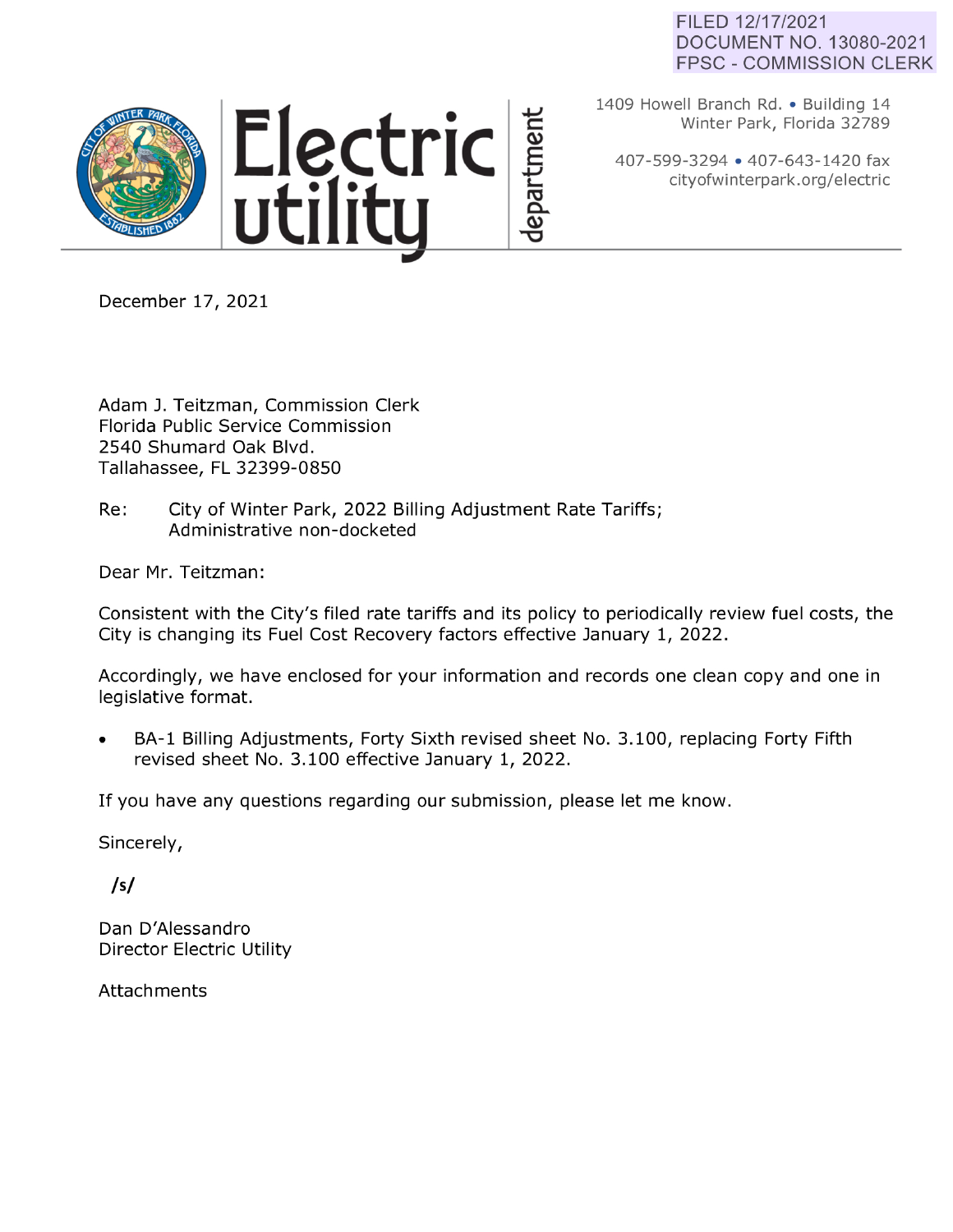FILED 12/17/2021
DOCUMENT NO. 13080-2021
FPSC - COMMISSION CLERK

**Electric utility department**

1409 Howell Branch Rd. • Building 14
Winter Park, Florida 32789

407-599-3294 • 407-643-1420 fax
cityofwinterpark.org/electric

December 17, 2021

Adam J. Teitzman, Commission Clerk
Florida Public Service Commission
2540 Shumard Oak Blvd.
Tallahassee, FL 32399-0850

Re: City of Winter Park, 2022 Billing Adjustment Rate Tariffs; Administrative non-docketed

Dear Mr. Teitzman:

Consistent with the City's filed rate tariffs and its policy to periodically review fuel costs, the City is changing its Fuel Cost Recovery factors effective January 1, 2022.

Accordingly, we have enclosed for your information and records one clean copy and one in legislative format.

- BA-1 Billing Adjustments, Forty Sixth revised sheet No. 3.100, replacing Forty Fifth revised sheet No. 3.100 effective January 1, 2022.

If you have any questions regarding our submission, please let me know.

Sincerely,

/s/

Dan D'Alessandro
Director Electric Utility

Attachments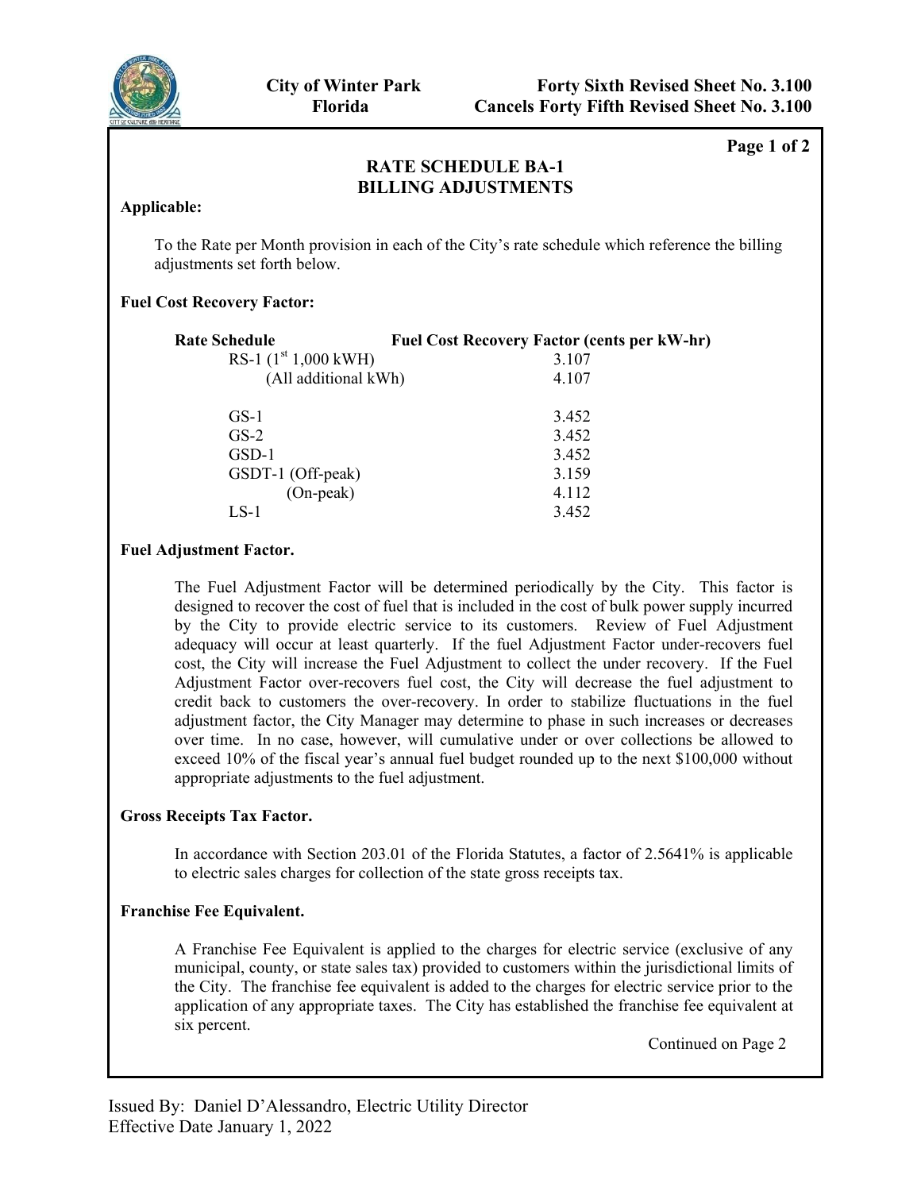City of Winter Park
Florida

Forty Sixth Revised Sheet No. 3.100
Cancels Forty Fifth Revised Sheet No. 3.100

## RATE SCHEDULE BA-1
## BILLING ADJUSTMENTS

**Applicable:**

To the Rate per Month provision in each of the City's rate schedule which reference the billing adjustments set forth below.

**Fuel Cost Recovery Factor:**

| Rate Schedule | Fuel Cost Recovery Factor (cents per kW-hr) |
| --- | --- |
| RS-1 (1st 1,000 kWH) | 3.107 |
| (All additional kWh) | 4.107 |
| GS-1 | 3.452 |
| GS-2 | 3.452 |
| GSD-1 | 3.452 |
| GSDT-1 (Off-peak) | 3.159 |
| (On-peak) | 4.112 |
| LS-1 | 3.452 |

**Fuel Adjustment Factor.**

The Fuel Adjustment Factor will be determined periodically by the City. This factor is designed to recover the cost of fuel that is included in the cost of bulk power supply incurred by the City to provide electric service to its customers. Review of Fuel Adjustment adequacy will occur at least quarterly. If the fuel Adjustment Factor under-recovers fuel cost, the City will increase the Fuel Adjustment to collect the under recovery. If the Fuel Adjustment Factor over-recovers fuel cost, the City will decrease the fuel adjustment to credit back to customers the over-recovery. In order to stabilize fluctuations in the fuel adjustment factor, the City Manager may determine to phase in such increases or decreases over time. In no case, however, will cumulative under or over collections be allowed to exceed 10% of the fiscal year's annual fuel budget rounded up to the next $100,000 without appropriate adjustments to the fuel adjustment.

**Gross Receipts Tax Factor.**

In accordance with Section 203.01 of the Florida Statutes, a factor of 2.5641% is applicable to electric sales charges for collection of the state gross receipts tax.

**Franchise Fee Equivalent.**

A Franchise Fee Equivalent is applied to the charges for electric service (exclusive of any municipal, county, or state sales tax) provided to customers within the jurisdictional limits of the City. The franchise fee equivalent is added to the charges for electric service prior to the application of any appropriate taxes. The City has established the franchise fee equivalent at six percent.

Continued on Page 2

Issued By: Daniel D'Alessandro, Electric Utility Director
Effective Date January 1, 2022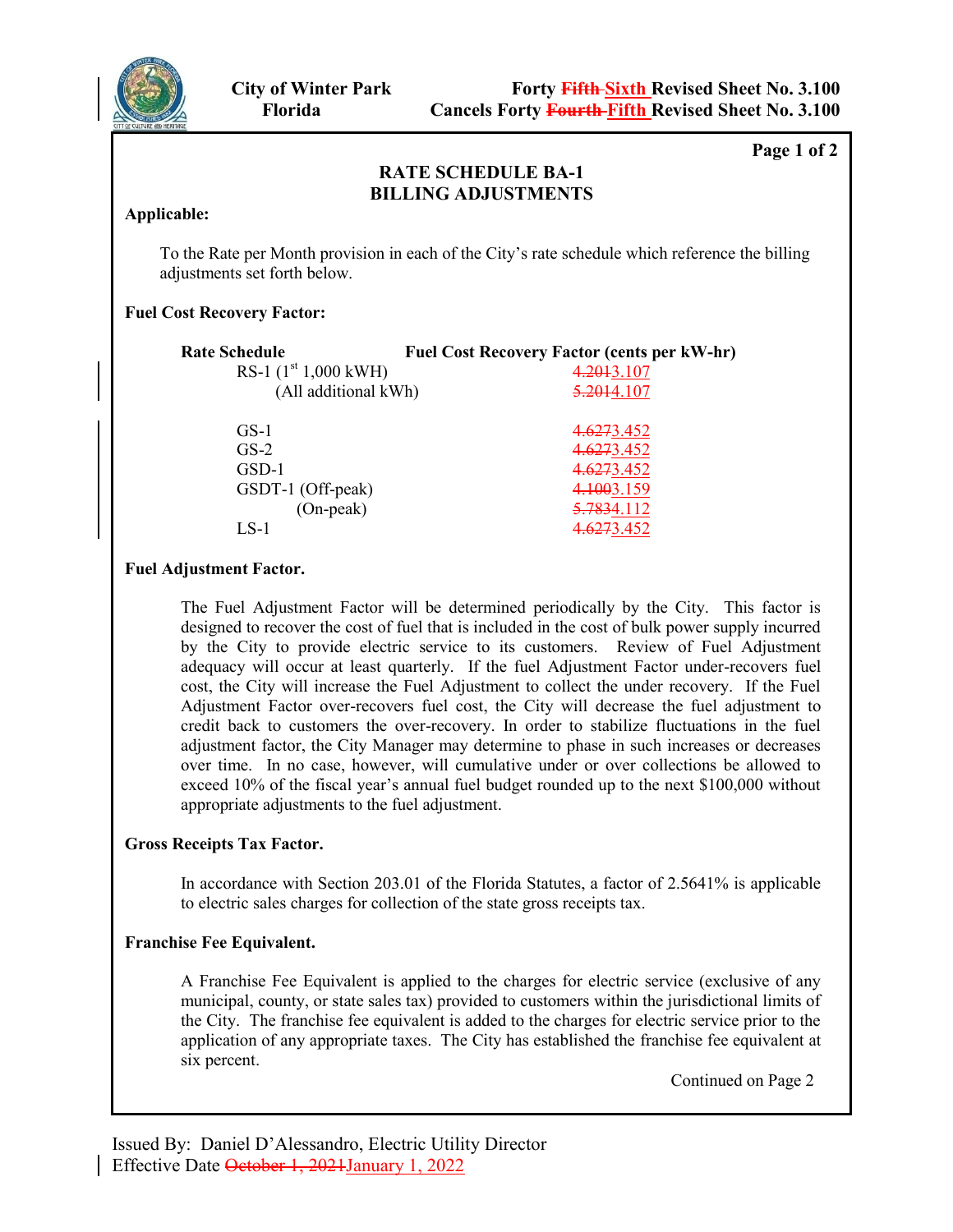City of Winter Park
Florida

Forty ~~Fifth~~ Sixth Revised Sheet No. 3.100
Cancels Forty ~~Fourth~~ Fifth Revised Sheet No. 3.100

Page 1 of 2

## RATE SCHEDULE BA-1
## BILLING ADJUSTMENTS

**Applicable:**

To the Rate per Month provision in each of the City's rate schedule which reference the billing adjustments set forth below.

**Fuel Cost Recovery Factor:**

| Rate Schedule | Fuel Cost Recovery Factor (cents per kW-hr) |
|---|---|
| RS-1 (1st 1,000 kWH) | ~~4.201~~3.107 |
| (All additional kWh) | ~~5.201~~4.107 |
| GS-1 | ~~4.627~~3.452 |
| GS-2 | ~~4.627~~3.452 |
| GSD-1 | ~~4.627~~3.452 |
| GSDT-1 (Off-peak) | ~~4.100~~3.159 |
| (On-peak) | ~~5.783~~4.112 |
| LS-1 | ~~4.627~~3.452 |

**Fuel Adjustment Factor.**

The Fuel Adjustment Factor will be determined periodically by the City. This factor is designed to recover the cost of fuel that is included in the cost of bulk power supply incurred by the City to provide electric service to its customers. Review of Fuel Adjustment adequacy will occur at least quarterly. If the fuel Adjustment Factor under-recovers fuel cost, the City will increase the Fuel Adjustment to collect the under recovery. If the Fuel Adjustment Factor over-recovers fuel cost, the City will decrease the fuel adjustment to credit back to customers the over-recovery. In order to stabilize fluctuations in the fuel adjustment factor, the City Manager may determine to phase in such increases or decreases over time. In no case, however, will cumulative under or over collections be allowed to exceed 10% of the fiscal year's annual fuel budget rounded up to the next $100,000 without appropriate adjustments to the fuel adjustment.

**Gross Receipts Tax Factor.**

In accordance with Section 203.01 of the Florida Statutes, a factor of 2.5641% is applicable to electric sales charges for collection of the state gross receipts tax.

**Franchise Fee Equivalent.**

A Franchise Fee Equivalent is applied to the charges for electric service (exclusive of any municipal, county, or state sales tax) provided to customers within the jurisdictional limits of the City. The franchise fee equivalent is added to the charges for electric service prior to the application of any appropriate taxes. The City has established the franchise fee equivalent at six percent.

Continued on Page 2

Issued By: Daniel D'Alessandro, Electric Utility Director
Effective Date ~~October 1, 2021~~January 1, 2022